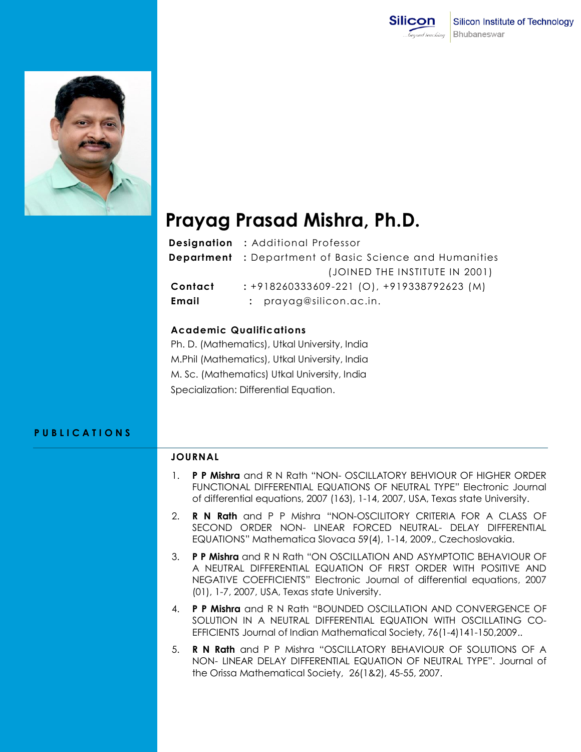Silicon Institute of Technology
Bhubaneswar

# Prayag Prasad Mishra, Ph.D.

**Designation** : Additional Professor
**Department** : Department of Basic Science and Humanities (JOINED THE INSTITUTE IN 2001)
**Contact** : +918260333609-221 (O), +919338792623 (M)
**Email** : prayag@silicon.ac.in.

### Academic Qualifications

Ph. D. (Mathematics), Utkal University, India
M.Phil (Mathematics), Utkal University, India
M. Sc. (Mathematics) Utkal University, India
Specialization: Differential Equation.

## PUBLICATIONS

### JOURNAL

1. **P P Mishra** and R N Rath "NON- OSCILLATORY BEHVIOUR OF HIGHER ORDER FUNCTIONAL DIFFERENTIAL EQUATIONS OF NEUTRAL TYPE" Electronic Journal of differential equations, 2007 (163), 1-14, 2007, USA, Texas state University.
2. **R N Rath** and P P Mishra "NON-OSCILITORY CRITERIA FOR A CLASS OF SECOND ORDER NON- LINEAR FORCED NEUTRAL- DELAY DIFFERENTIAL EQUATIONS" Mathematica Slovaca 59(4), 1-14, 2009., Czechoslovakia.
3. **P P Mishra** and R N Rath "ON OSCILLATION AND ASYMPTOTIC BEHAVIOUR OF A NEUTRAL DIFFERENTIAL EQUATION OF FIRST ORDER WITH POSITIVE AND NEGATIVE COEFFICIENTS" Electronic Journal of differential equations, 2007 (01), 1-7, 2007, USA, Texas state University.
4. **P P Mishra** and R N Rath "BOUNDED OSCILLATION AND CONVERGENCE OF SOLUTION IN A NEUTRAL DIFFERENTIAL EQUATION WITH OSCILLATING CO-EFFICIENTS Journal of Indian Mathematical Society, 76(1-4)141-150,2009..
5. **R N Rath** and P P Mishra "OSCILLATORY BEHAVIOUR OF SOLUTIONS OF A NON- LINEAR DELAY DIFFERENTIAL EQUATION OF NEUTRAL TYPE". Journal of the Orissa Mathematical Society, 26(1&2), 45-55, 2007.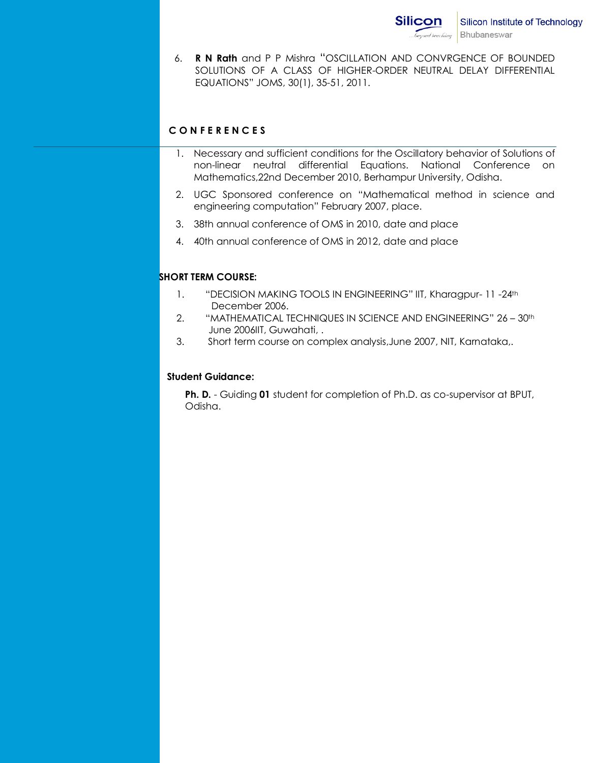6. **R N Rath** and P P Mishra "OSCILLATION AND CONVRGENCE OF BOUNDED SOLUTIONS OF A CLASS OF HIGHER-ORDER NEUTRAL DELAY DIFFERENTIAL EQUATIONS" JOMS, 30(1), 35-51, 2011.

## C O N F E R E N C E S

1. Necessary and sufficient conditions for the Oscillatory behavior of Solutions of non-linear neutral differential Equations. National Conference on Mathematics,22nd December 2010, Berhampur University, Odisha.
2. UGC Sponsored conference on "Mathematical method in science and engineering computation" February 2007, place.
3. 38th annual conference of OMS in 2010, date and place
4. 40th annual conference of OMS in 2012, date and place

## SHORT TERM COURSE:

1. "DECISION MAKING TOOLS IN ENGINEERING" IIT, Kharagpur- 11 -24th December 2006.
2. "MATHEMATICAL TECHNIQUES IN SCIENCE AND ENGINEERING" 26 – 30th June 2006IIT, Guwahati, .
3. Short term course on complex analysis,June 2007, NIT, Karnataka,.

## Student Guidance:

**Ph. D.** - Guiding **01** student for completion of Ph.D. as co-supervisor at BPUT, Odisha.